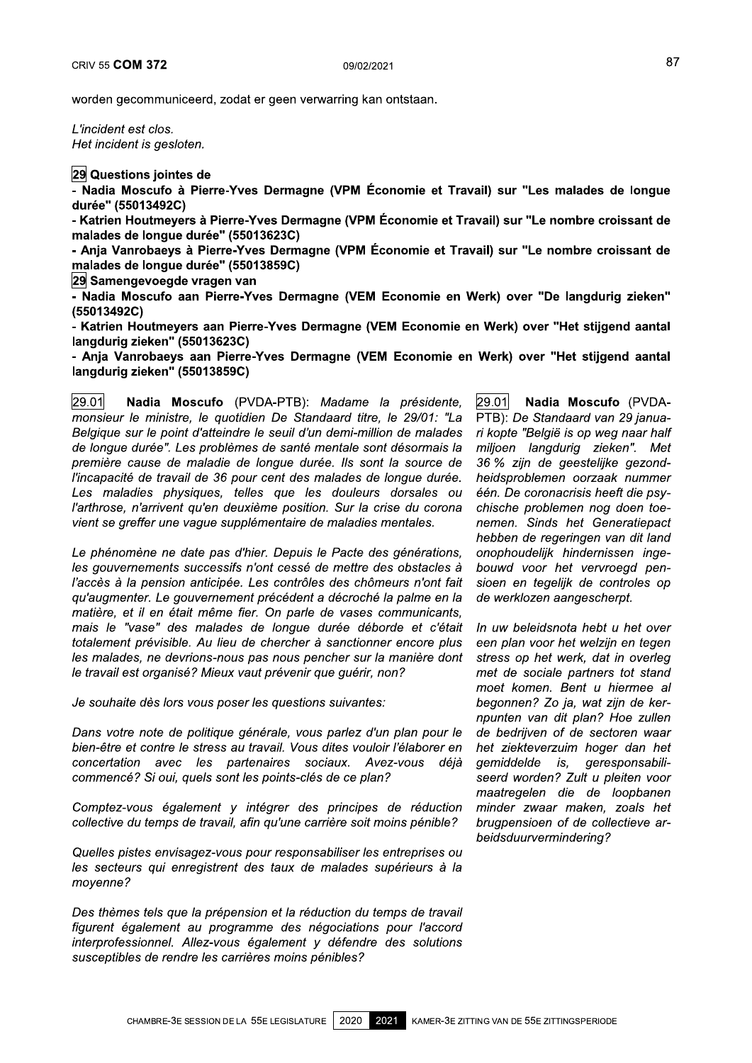worden gecommuniceerd, zodat er geen verwarring kan ontstaan.

*L'incident est clos.*
*Het incident is gesloten.*

**29 Questions jointes de**

**- Nadia Moscufo à Pierre-Yves Dermagne (VPM Économie et Travail) sur "Les malades de longue durée" (55013492C)**

**- Katrien Houtmeyers à Pierre-Yves Dermagne (VPM Économie et Travail) sur "Le nombre croissant de malades de longue durée" (55013623C)**

**- Anja Vanrobaeys à Pierre-Yves Dermagne (VPM Économie et Travail) sur "Le nombre croissant de malades de longue durée" (55013859C)**

**29 Samengevoegde vragen van**

**- Nadia Moscufo aan Pierre-Yves Dermagne (VEM Economie en Werk) over "De langdurig zieken" (55013492C)**

**- Katrien Houtmeyers aan Pierre-Yves Dermagne (VEM Economie en Werk) over "Het stijgend aantal langdurig zieken" (55013623C)**

**- Anja Vanrobaeys aan Pierre-Yves Dermagne (VEM Economie en Werk) over "Het stijgend aantal langdurig zieken" (55013859C)**

29.01 **Nadia Moscufo** (PVDA-PTB): *Madame la présidente, monsieur le ministre, le quotidien De Standaard titre, le 29/01: "La Belgique sur le point d'atteindre le seuil d'un demi-million de malades de longue durée". Les problèmes de santé mentale sont désormais la première cause de maladie de longue durée. Ils sont la source de l'incapacité de travail de 36 pour cent des malades de longue durée. Les maladies physiques, telles que les douleurs dorsales ou l'arthrose, n'arrivent qu'en deuxième position. Sur la crise du corona vient se greffer une vague supplémentaire de maladies mentales.*

*Le phénomène ne date pas d'hier. Depuis le Pacte des générations, les gouvernements successifs n'ont cessé de mettre des obstacles à l'accès à la pension anticipée. Les contrôles des chômeurs n'ont fait qu'augmenter. Le gouvernement précédent a décroché la palme en la matière, et il en était même fier. On parle de vases communicants, mais le "vase" des malades de longue durée déborde et c'était totalement prévisible. Au lieu de chercher à sanctionner encore plus les malades, ne devrions-nous pas nous pencher sur la manière dont le travail est organisé? Mieux vaut prévenir que guérir, non?*

*Je souhaite dès lors vous poser les questions suivantes:*

*Dans votre note de politique générale, vous parlez d'un plan pour le bien-être et contre le stress au travail. Vous dites vouloir l'élaborer en concertation avec les partenaires sociaux. Avez-vous déjà commencé? Si oui, quels sont les points-clés de ce plan?*

*Comptez-vous également y intégrer des principes de réduction collective du temps de travail, afin qu'une carrière soit moins pénible?*

*Quelles pistes envisagez-vous pour responsabiliser les entreprises ou les secteurs qui enregistrent des taux de malades supérieurs à la moyenne?*

*Des thèmes tels que la prépension et la réduction du temps de travail figurent également au programme des négociations pour l'accord interprofessionnel. Allez-vous également y défendre des solutions susceptibles de rendre les carrières moins pénibles?*

29.01 **Nadia Moscufo** (PVDA-PTB): *De Standaard van 29 januari kopte "België is op weg naar half miljoen langdurig zieken". Met 36 % zijn de geestelijke gezondheidsproblemen oorzaak nummer één. De coronacrisis heeft die psychische problemen nog doen toenemen. Sinds het Generatiepact hebben de regeringen van dit land onophoudelijk hindernissen ingebouwd voor het vervroegd pensioen en tegelijk de controles op de werklozen aangescherpt.*

*In uw beleidsnota hebt u het over een plan voor het welzijn en tegen stress op het werk, dat in overleg met de sociale partners tot stand moet komen. Bent u hiermee al begonnen? Zo ja, wat zijn de kernpunten van dit plan? Hoe zullen de bedrijven of de sectoren waar het ziekteverzuim hoger dan het gemiddelde is, geresponsabiliseerd worden? Zult u pleiten voor maatregelen die de loopbanen minder zwaar maken, zoals het brugpensioen of de collectieve arbeidsduurvermindering?*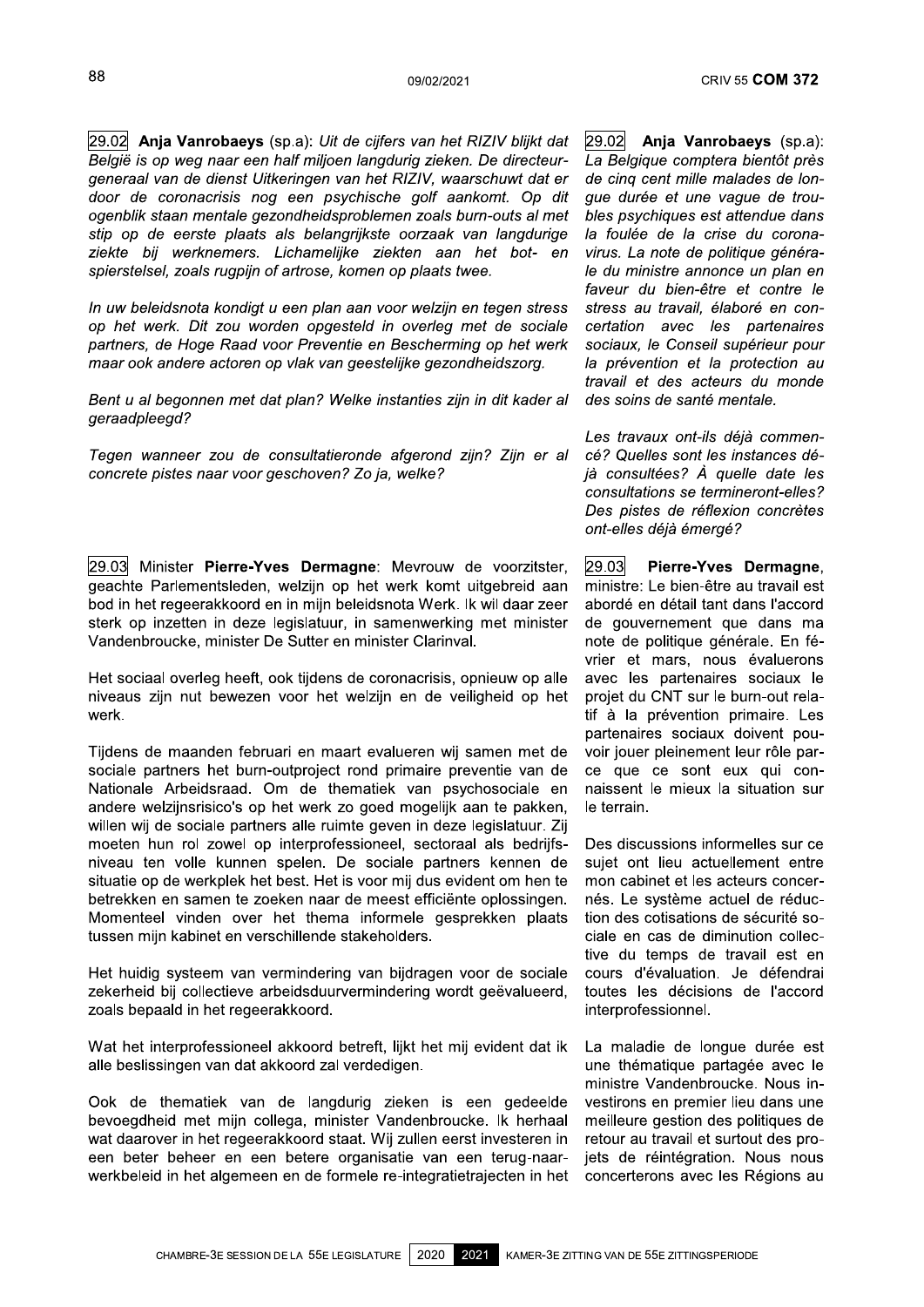29.02 **Anja Vanrobaeys** (sp.a): *Uit de cijfers van het RIZIV blijkt dat België is op weg naar een half miljoen langdurig zieken. De directeur-generaal van de dienst Uitkeringen van het RIZIV, waarschuwt dat er door de coronacrisis nog een psychische golf aankomt. Op dit ogenblik staan mentale gezondheidsproblemen zoals burn-outs al met stip op de eerste plaats als belangrijkste oorzaak van langdurige ziekte bij werknemers. Lichamelijke ziekten aan het bot- en spierstelsel, zoals rugpijn of artrose, komen op plaats twee.*

*In uw beleidsnota kondigt u een plan aan voor welzijn en tegen stress op het werk. Dit zou worden opgesteld in overleg met de sociale partners, de Hoge Raad voor Preventie en Bescherming op het werk maar ook andere actoren op vlak van geestelijke gezondheidszorg.*

*Bent u al begonnen met dat plan? Welke instanties zijn in dit kader al geraadpleegd?*

*Tegen wanneer zou de consultatieronde afgerond zijn? Zijn er al concrete pistes naar voor geschoven? Zo ja, welke?*

29.02 **Anja Vanrobaeys** (sp.a): *La Belgique comptera bientôt près de cinq cent mille malades de longue durée et une vague de troubles psychiques est attendue dans la foulée de la crise du coronavirus. La note de politique générale du ministre annonce un plan en faveur du bien-être et contre le stress au travail, élaboré en concertation avec les partenaires sociaux, le Conseil supérieur pour la prévention et la protection au travail et des acteurs du monde des soins de santé mentale.*

*Les travaux ont-ils déjà commencé? Quelles sont les instances déjà consultées? À quelle date les consultations se termineront-elles? Des pistes de réflexion concrètes ont-elles déjà émergé?*

29.03 Minister **Pierre-Yves Dermagne**: Mevrouw de voorzitster, geachte Parlementsleden, welzijn op het werk komt uitgebreid aan bod in het regeerakkoord en in mijn beleidsnota Werk. Ik wil daar zeer sterk op inzetten in deze legislatuur, in samenwerking met minister Vandenbroucke, minister De Sutter en minister Clarinval.

Het sociaal overleg heeft, ook tijdens de coronacrisis, opnieuw op alle niveaus zijn nut bewezen voor het welzijn en de veiligheid op het werk.

Tijdens de maanden februari en maart evalueren wij samen met de sociale partners het burn-outproject rond primaire preventie van de Nationale Arbeidsraad. Om de thematiek van psychosociale en andere welzijnsrisico's op het werk zo goed mogelijk aan te pakken, willen wij de sociale partners alle ruimte geven in deze legislatuur. Zij moeten hun rol zowel op interprofessioneel, sectoraal als bedrijfsniveau ten volle kunnen spelen. De sociale partners kennen de situatie op de werkplek het best. Het is voor mij dus evident om hen te betrekken en samen te zoeken naar de meest efficiënte oplossingen. Momenteel vinden over het thema informele gesprekken plaats tussen mijn kabinet en verschillende stakeholders.

Het huidig systeem van vermindering van bijdragen voor de sociale zekerheid bij collectieve arbeidsduurvermindering wordt geëvalueerd, zoals bepaald in het regeerakkoord.

Wat het interprofessioneel akkoord betreft, lijkt het mij evident dat ik alle beslissingen van dat akkoord zal verdedigen.

Ook de thematiek van de langdurig zieken is een gedeelde bevoegdheid met mijn collega, minister Vandenbroucke. Ik herhaal wat daarover in het regeerakkoord staat. Wij zullen eerst investeren in een beter beheer en een betere organisatie van een terug-naar-werkbeleid in het algemeen en de formele re-integratietrajecten in het

29.03 **Pierre-Yves Dermagne**, ministre: Le bien-être au travail est abordé en détail tant dans l'accord de gouvernement que dans ma note de politique générale. En février et mars, nous évaluerons avec les partenaires sociaux le projet du CNT sur le burn-out relatif à la prévention primaire. Les partenaires sociaux doivent pouvoir jouer pleinement leur rôle parce que ce sont eux qui connaissent le mieux la situation sur le terrain.

Des discussions informelles sur ce sujet ont lieu actuellement entre mon cabinet et les acteurs concernés. Le système actuel de réduction des cotisations de sécurité sociale en cas de diminution collective du temps de travail est en cours d'évaluation. Je défendrai toutes les décisions de l'accord interprofessionnel.

La maladie de longue durée est une thématique partagée avec le ministre Vandenbroucke. Nous investirons en premier lieu dans une meilleure gestion des politiques de retour au travail et surtout des projets de réintégration. Nous nous concerterons avec les Régions au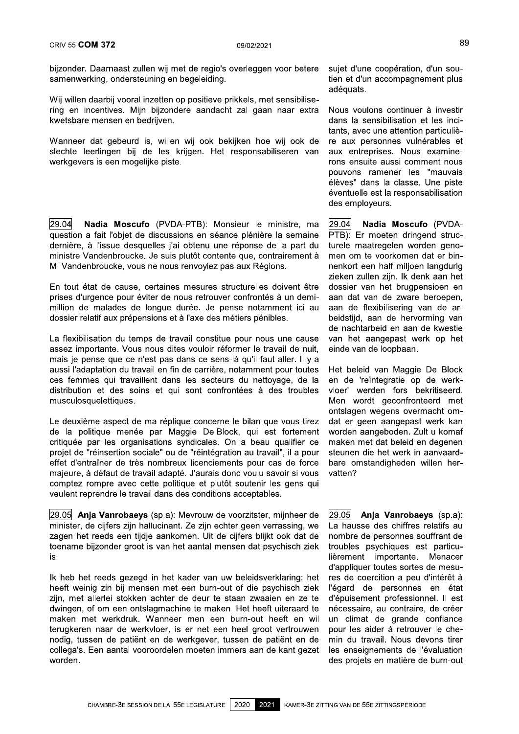bijzonder. Daarnaast zullen wij met de regio's overleggen voor betere samenwerking, ondersteuning en begeleiding.

Wij willen daarbij vooral inzetten op positieve prikkels, met sensibilisering en incentives. Mijn bijzondere aandacht zal gaan naar extra kwetsbare mensen en bedrijven.

Wanneer dat gebeurd is, willen wij ook bekijken hoe wij ook de slechte leerlingen bij de les krijgen. Het responsabiliseren van werkgevers is een mogelijke piste.

sujet d'une coopération, d'un soutien et d'un accompagnement plus adéquats.

Nous voulons continuer à investir dans la sensibilisation et les incitants, avec une attention particulière aux personnes vulnérables et aux entreprises. Nous examinerons ensuite aussi comment nous pouvons ramener les "mauvais élèves" dans la classe. Une piste éventuelle est la responsabilisation des employeurs.

29.04 **Nadia Moscufo** (PVDA-PTB): Monsieur le ministre, ma question a fait l'objet de discussions en séance plénière la semaine dernière, à l'issue desquelles j'ai obtenu une réponse de la part du ministre Vandenbroucke. Je suis plutôt contente que, contrairement à M. Vandenbroucke, vous ne nous renvoyiez pas aux Régions.

En tout état de cause, certaines mesures structurelles doivent être prises d'urgence pour éviter de nous retrouver confrontés à un demi-million de malades de longue durée. Je pense notamment ici au dossier relatif aux prépensions et à l'axe des métiers pénibles.

La flexibilisation du temps de travail constitue pour nous une cause assez importante. Vous nous dites vouloir réformer le travail de nuit, mais je pense que ce n'est pas dans ce sens-là qu'il faut aller. Il y a aussi l'adaptation du travail en fin de carrière, notamment pour toutes ces femmes qui travaillent dans les secteurs du nettoyage, de la distribution et des soins et qui sont confrontées à des troubles musculosquelettiques.

Le deuxième aspect de ma réplique concerne le bilan que vous tirez de la politique menée par Maggie De Block, qui est fortement critiquée par les organisations syndicales. On a beau qualifier ce projet de "réinsertion sociale" ou de "réintégration au travail", il a pour effet d'entraîner de très nombreux licenciements pour cas de force majeure, à défaut de travail adapté. J'aurais donc voulu savoir si vous comptez rompre avec cette politique et plutôt soutenir les gens qui veulent reprendre le travail dans des conditions acceptables.

29.04 **Nadia Moscufo** (PVDA-PTB): Er moeten dringend structurele maatregelen worden genomen om te voorkomen dat er binnenkort een half miljoen langdurig zieken zullen zijn. Ik denk aan het dossier van het brugpensioen en aan dat van de zware beroepen, aan de flexibilisering van de arbeidstijd, aan de hervorming van de nachtarbeid en aan de kwestie van het aangepast werk op het einde van de loopbaan.

Het beleid van Maggie De Block en de 'reïntegratie op de werkvloer' werden fors bekritiseerd. Men wordt geconfronteerd met ontslagen wegens overmacht omdat er geen aangepast werk kan worden aangeboden. Zult u komaf maken met dat beleid en degenen steunen die het werk in aanvaardbare omstandigheden willen hervatten?

29.05 **Anja Vanrobaeys** (sp.a): Mevrouw de voorzitster, mijnheer de minister, de cijfers zijn hallucinant. Ze zijn echter geen verrassing, we zagen het reeds een tijdje aankomen. Uit de cijfers blijkt ook dat de toename bijzonder groot is van het aantal mensen dat psychisch ziek is.

Ik heb het reeds gezegd in het kader van uw beleidsverklaring: het heeft weinig zin bij mensen met een burn-out of die psychisch ziek zijn, met allerlei stokken achter de deur te staan zwaaien en ze te dwingen, of om een ontslagmachine te maken. Het heeft uiteraard te maken met werkdruk. Wanneer men een burn-out heeft en wil terugkeren naar de werkvloer, is er net een heel groot vertrouwen nodig, tussen de patiënt en de werkgever, tussen de patiënt en de collega's. Een aantal vooroordelen moeten immers aan de kant gezet worden.

29.05 **Anja Vanrobaeys** (sp.a): La hausse des chiffres relatifs au nombre de personnes souffrant de troubles psychiques est particulièrement importante. Menacer d'appliquer toutes sortes de mesures de coercition a peu d'intérêt à l'égard de personnes en état d'épuisement professionnel. Il est nécessaire, au contraire, de créer un climat de grande confiance pour les aider à retrouver le chemin du travail. Nous devons tirer les enseignements de l'évaluation des projets en matière de burn-out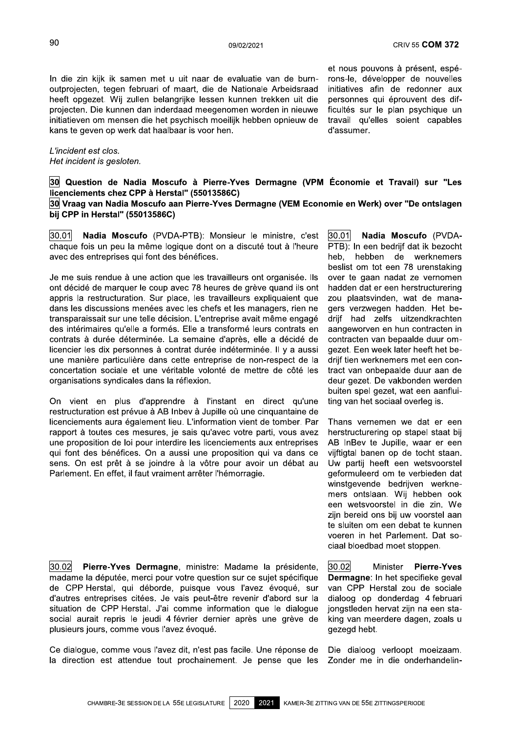In die zin kijk ik samen met u uit naar de evaluatie van de burn-outprojecten, tegen februari of maart, die de Nationale Arbeidsraad heeft opgezet. Wij zullen belangrijke lessen kunnen trekken uit die projecten. Die kunnen dan inderdaad meegenomen worden in nieuwe initiatieven om mensen die het psychisch moeilijk hebben opnieuw de kans te geven op werk dat haalbaar is voor hen.

et nous pouvons à présent, espérons-le, développer de nouvelles initiatives afin de redonner aux personnes qui éprouvent des difficultés sur le plan psychique un travail qu'elles soient capables d'assumer.

*L'incident est clos.*
*Het incident is gesloten.*

## 30 Question de Nadia Moscufo à Pierre-Yves Dermagne (VPM Économie et Travail) sur "Les licenciements chez CPP à Herstal" (55013586C)

## 30 Vraag van Nadia Moscufo aan Pierre-Yves Dermagne (VEM Economie en Werk) over "De ontslagen bij CPP in Herstal" (55013586C)

30.01 **Nadia Moscufo** (PVDA-PTB): Monsieur le ministre, c'est chaque fois un peu la même logique dont on a discuté tout à l'heure avec des entreprises qui font des bénéfices.

Je me suis rendue à une action que les travailleurs ont organisée. Ils ont décidé de marquer le coup avec 78 heures de grève quand ils ont appris la restructuration. Sur place, les travailleurs expliquaient que dans les discussions menées avec les chefs et les managers, rien ne transparaissait sur une telle décision. L'entreprise avait même engagé des intérimaires qu'elle a formés. Elle a transformé leurs contrats en contrats à durée déterminée. La semaine d'après, elle a décidé de licencier les dix personnes à contrat durée indéterminée. Il y a aussi une manière particulière dans cette entreprise de non-respect de la concertation sociale et une véritable volonté de mettre de côté les organisations syndicales dans la réflexion.

On vient en plus d'apprendre à l'instant en direct qu'une restructuration est prévue à AB Inbev à Jupille où une cinquantaine de licenciements aura également lieu. L'information vient de tomber. Par rapport à toutes ces mesures, je sais qu'avec votre parti, vous avez une proposition de loi pour interdire les licenciements aux entreprises qui font des bénéfices. On a aussi une proposition qui va dans ce sens. On est prêt à se joindre à la vôtre pour avoir un débat au Parlement. En effet, il faut vraiment arrêter l'hémorragie.

30.01 **Nadia Moscufo** (PVDA-PTB): In een bedrijf dat ik bezocht heb, hebben de werknemers beslist om tot een 78 urenstaking over te gaan nadat ze vernomen hadden dat er een herstructurering zou plaatsvinden, wat de managers verzwegen hadden. Het bedrijf had zelfs uitzendkrachten aangeworven en hun contracten in contracten van bepaalde duur omgezet. Een week later heeft het bedrijf tien werknemers met een contract van onbepaalde duur aan de deur gezet. De vakbonden werden buiten spel gezet, wat een aanfluiting van het sociaal overleg is.

Thans vernemen we dat er een herstructurering op stapel staat bij AB InBev te Jupille, waar er een vijftigtal banen op de tocht staan. Uw partij heeft een wetsvoorstel geformuleerd om te verbieden dat winstgevende bedrijven werknemers ontslaan. Wij hebben ook een wetsvoorstel in die zin. We zijn bereid ons bij uw voorstel aan te sluiten om een debat te kunnen voeren in het Parlement. Dat sociaal bloedbad moet stoppen.

30.02 **Pierre-Yves Dermagne**, ministre: Madame la présidente, madame la députée, merci pour votre question sur ce sujet spécifique de CPP Herstal, qui déborde, puisque vous l'avez évoqué, sur d'autres entreprises citées. Je vais peut-être revenir d'abord sur la situation de CPP Herstal. J'ai comme information que le dialogue social aurait repris le jeudi 4 février dernier après une grève de plusieurs jours, comme vous l'avez évoqué.

Ce dialogue, comme vous l'avez dit, n'est pas facile. Une réponse de la direction est attendue tout prochainement. Je pense que les

30.02 Minister **Pierre-Yves Dermagne**: In het specifieke geval van CPP Herstal zou de sociale dialoog op donderdag 4 februari jongstleden hervat zijn na een staking van meerdere dagen, zoals u gezegd hebt.

Die dialoog verloopt moeizaam. Zonder me in die onderhandelin-